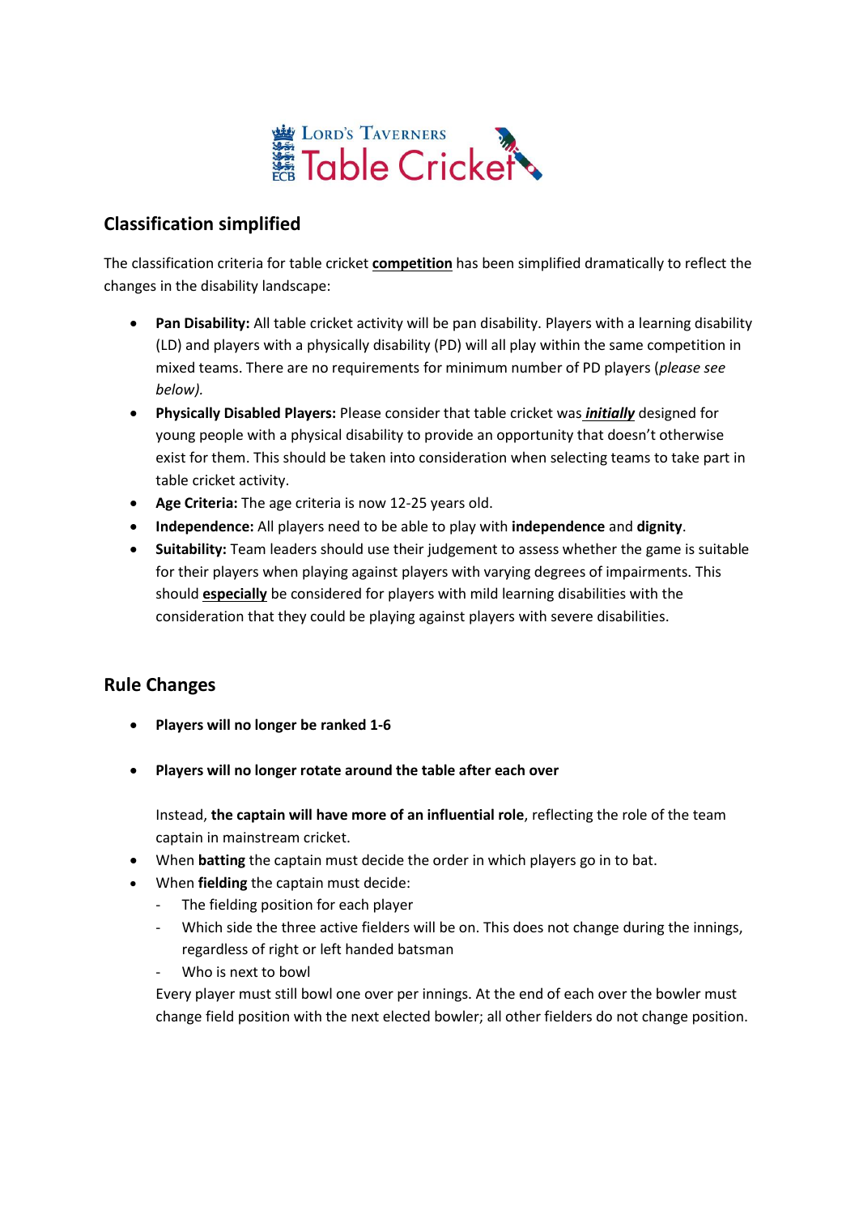Lord's Taverners Table Cricket

## Classification simplified

The classification criteria for table cricket **competition** has been simplified dramatically to reflect the changes in the disability landscape:

- **Pan Disability:** All table cricket activity will be pan disability. Players with a learning disability (LD) and players with a physically disability (PD) will all play within the same competition in mixed teams. There are no requirements for minimum number of PD players (*please see below).*
- **Physically Disabled Players:** Please consider that table cricket was ***initially*** designed for young people with a physical disability to provide an opportunity that doesn't otherwise exist for them. This should be taken into consideration when selecting teams to take part in table cricket activity.
- **Age Criteria:** The age criteria is now 12-25 years old.
- **Independence:** All players need to be able to play with **independence** and **dignity**.
- **Suitability:** Team leaders should use their judgement to assess whether the game is suitable for their players when playing against players with varying degrees of impairments. This should **especially** be considered for players with mild learning disabilities with the consideration that they could be playing against players with severe disabilities.

## Rule Changes

- **Players will no longer be ranked 1-6**
- **Players will no longer rotate around the table after each over**

  Instead, **the captain will have more of an influential role**, reflecting the role of the team captain in mainstream cricket.
- When **batting** the captain must decide the order in which players go in to bat.
- When **fielding** the captain must decide:
  - The fielding position for each player
  - Which side the three active fielders will be on. This does not change during the innings, regardless of right or left handed batsman
  - Who is next to bowl

  Every player must still bowl one over per innings. At the end of each over the bowler must change field position with the next elected bowler; all other fielders do not change position.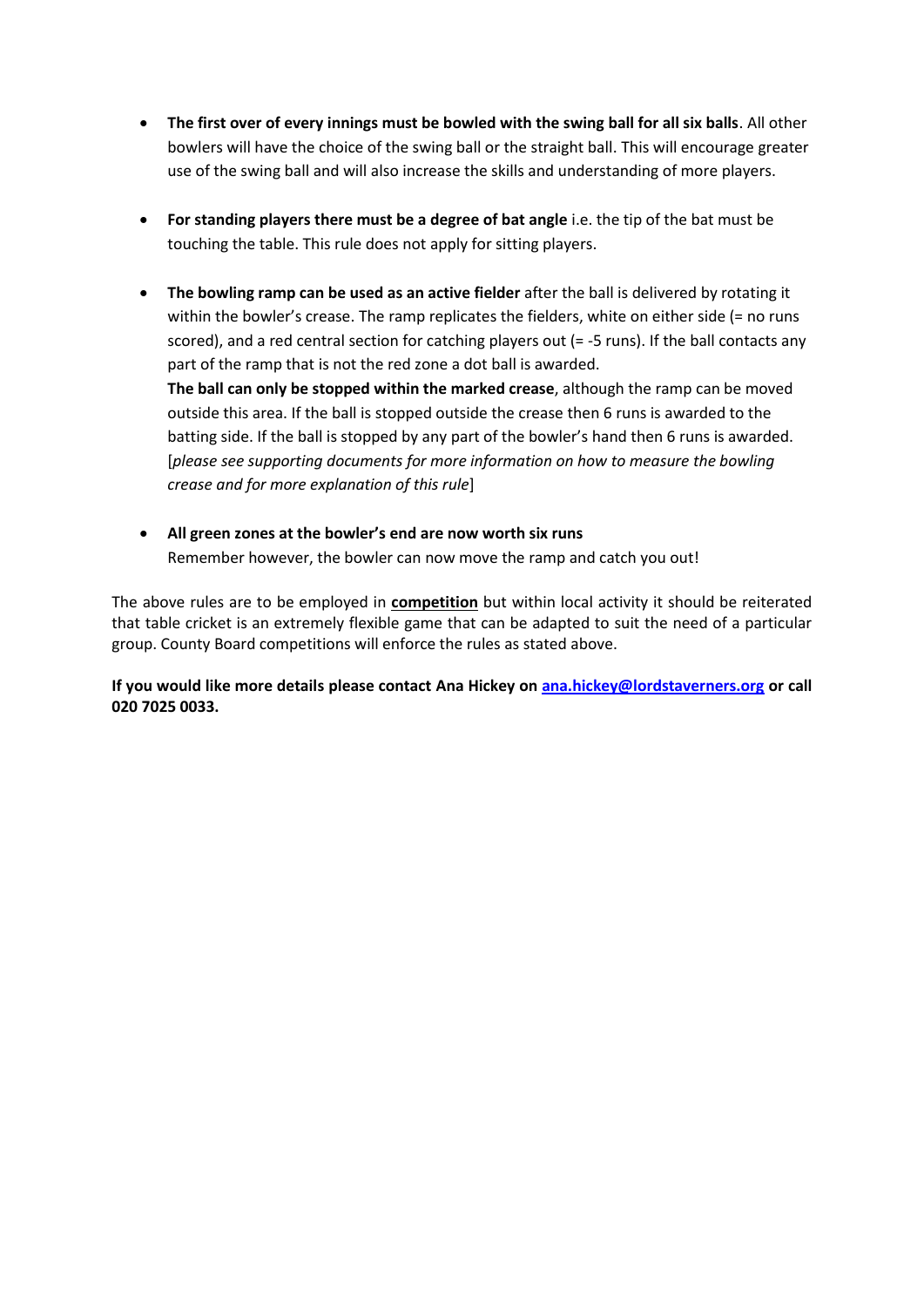- **The first over of every innings must be bowled with the swing ball for all six balls**. All other bowlers will have the choice of the swing ball or the straight ball. This will encourage greater use of the swing ball and will also increase the skills and understanding of more players.

- **For standing players there must be a degree of bat angle** i.e. the tip of the bat must be touching the table. This rule does not apply for sitting players.

- **The bowling ramp can be used as an active fielder** after the ball is delivered by rotating it within the bowler's crease. The ramp replicates the fielders, white on either side (= no runs scored), and a red central section for catching players out (= -5 runs). If the ball contacts any part of the ramp that is not the red zone a dot ball is awarded.
  **The ball can only be stopped within the marked crease**, although the ramp can be moved outside this area. If the ball is stopped outside the crease then 6 runs is awarded to the batting side. If the ball is stopped by any part of the bowler's hand then 6 runs is awarded. [*please see supporting documents for more information on how to measure the bowling crease and for more explanation of this rule*]

- **All green zones at the bowler's end are now worth six runs**
  Remember however, the bowler can now move the ramp and catch you out!

The above rules are to be employed in **competition** but within local activity it should be reiterated that table cricket is an extremely flexible game that can be adapted to suit the need of a particular group. County Board competitions will enforce the rules as stated above.

**If you would like more details please contact Ana Hickey on ana.hickey@lordstaverners.org or call 020 7025 0033.**